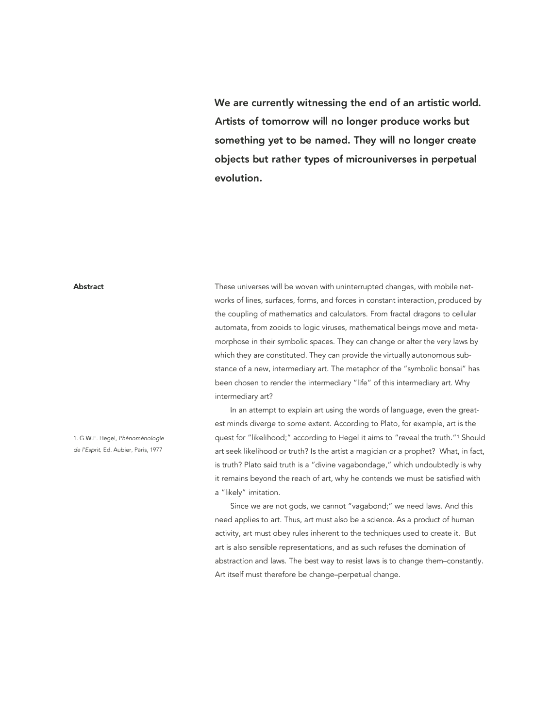**We are currently witnessing the end of an artistic world. Artists of tomorrow will no longer produce works but something yet to be named. They will no longer create objects but rather types of microuniverses in perpetual evolution.**

## Abstract

These universes will be woven with uninterrupted changes, with mobile networks of lines, surfaces, forms, and forces in constant interaction, produced by the coupling of mathematics and calculators. From fractal dragons to cellular automata, from zooids to logic viruses, mathematical beings move and metamorphose in their symbolic spaces. They can change or alter the very laws by which they are constituted. They can provide the virtually autonomous substance of a new, intermediary art. The metaphor of the "symbolic bonsai" has been chosen to render the intermediary "life" of this intermediary art. Why intermediary art?

In an attempt to explain art using the words of language, even the greatest minds diverge to some extent. According to Plato, for example, art is the quest for "likelihood;" according to Hegel it aims to "reveal the truth."[1] Should art seek likelihood or truth? Is the artist a magician or a prophet? What, in fact, is truth? Plato said truth is a "divine vagabondage," which undoubtedly is why it remains beyond the reach of art, why he contends we must be satisfied with a "likely" imitation.

Since we are not gods, we cannot "vagabond;" we need laws. And this need applies to art. Thus, art must also be a science. As a product of human activity, art must obey rules inherent to the techniques used to create it. But art is also sensible representations, and as such refuses the domination of abstraction and laws. The best way to resist laws is to change them–constantly. Art itself must therefore be change–perpetual change.

1. G.W.F. Hegel, *Phénoménologie de l'Esprit*, Ed. Aubier, Paris, 1977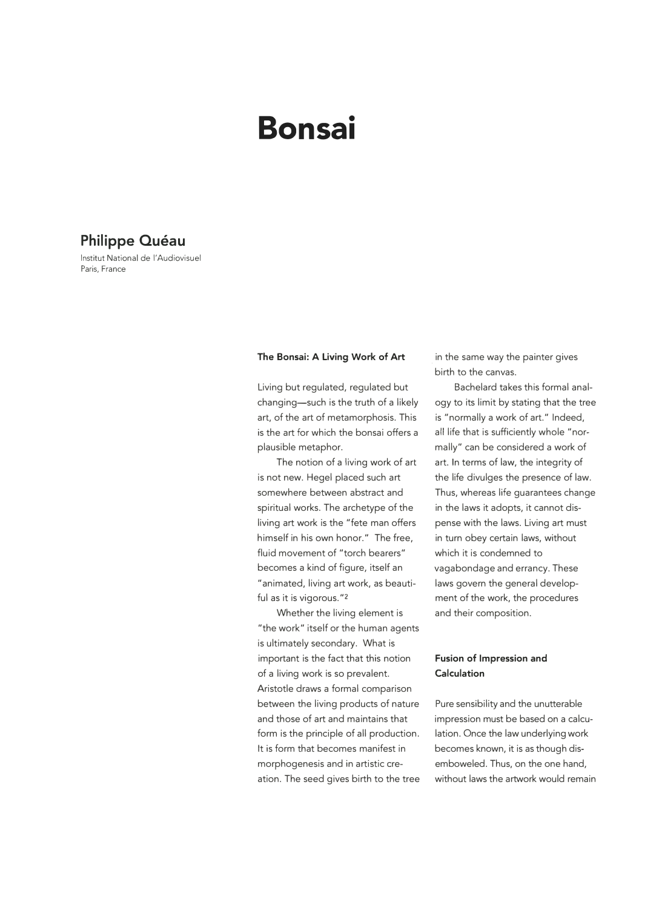# Bonsai

**Philippe Quéau**

Institut National de l'Audiovisuel
Paris, France

### The Bonsai: A Living Work of Art

Living but regulated, regulated but changing—such is the truth of a likely art, of the art of metamorphosis. This is the art for which the bonsai offers a plausible metaphor.

The notion of a living work of art is not new. Hegel placed such art somewhere between abstract and spiritual works. The archetype of the living art work is the "fete man offers himself in his own honor." The free, fluid movement of "torch bearers" becomes a kind of figure, itself an "animated, living art work, as beautiful as it is vigorous."[2]

Whether the living element is "the work" itself or the human agents is ultimately secondary. What is important is the fact that this notion of a living work is so prevalent. Aristotle draws a formal comparison between the living products of nature and those of art and maintains that form is the principle of all production. It is form that becomes manifest in morphogenesis and in artistic creation. The seed gives birth to the tree in the same way the painter gives birth to the canvas.

Bachelard takes this formal analogy to its limit by stating that the tree is "normally a work of art." Indeed, all life that is sufficiently whole "normally" can be considered a work of art. In terms of law, the integrity of the life divulges the presence of law. Thus, whereas life guarantees change in the laws it adopts, it cannot dispense with the laws. Living art must in turn obey certain laws, without which it is condemned to vagabondage and errancy. These laws govern the general development of the work, the procedures and their composition.

### Fusion of Impression and Calculation

Pure sensibility and the unutterable impression must be based on a calculation. Once the law underlying work becomes known, it is as though disemboweled. Thus, on the one hand, without laws the artwork would remain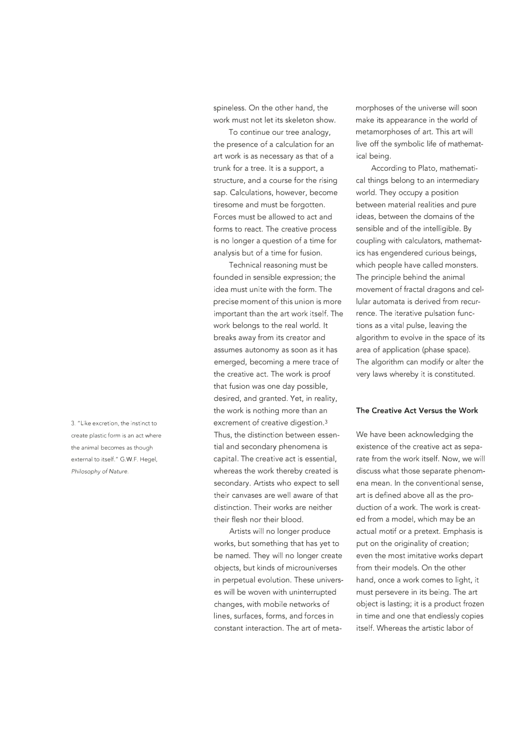spineless. On the other hand, the work must not let its skeleton show.

To continue our tree analogy, the presence of a calculation for an art work is as necessary as that of a trunk for a tree. It is a support, a structure, and a course for the rising sap. Calculations, however, become tiresome and must be forgotten. Forces must be allowed to act and forms to react. The creative process is no longer a question of a time for analysis but of a time for fusion.

Technical reasoning must be founded in sensible expression; the idea must unite with the form. The precise moment of this union is more important than the art work itself. The work belongs to the real world. It breaks away from its creator and assumes autonomy as soon as it has emerged, becoming a mere trace of the creative act. The work is proof that fusion was one day possible, desired, and granted. Yet, in reality, the work is nothing more than an excrement of creative digestion.[3] Thus, the distinction between essential and secondary phenomena is capital. The creative act is essential, whereas the work thereby created is secondary. Artists who expect to sell their canvases are well aware of that distinction. Their works are neither their flesh nor their blood.

Artists will no longer produce works, but something that has yet to be named. They will no longer create objects, but kinds of microuniverses in perpetual evolution. These universes will be woven with uninterrupted changes, with mobile networks of lines, surfaces, forms, and forces in constant interaction. The art of metamorphoses of the universe will soon make its appearance in the world of metamorphoses of art. This art will live off the symbolic life of mathematical being.

According to Plato, mathematical things belong to an intermediary world. They occupy a position between material realities and pure ideas, between the domains of the sensible and of the intelligible. By coupling with calculators, mathematics has engendered curious beings, which people have called monsters. The principle behind the animal movement of fractal dragons and cellular automata is derived from recurrence. The iterative pulsation functions as a vital pulse, leaving the algorithm to evolve in the space of its area of application (phase space). The algorithm can modify or alter the very laws whereby it is constituted.

### The Creative Act Versus the Work

We have been acknowledging the existence of the creative act as separate from the work itself. Now, we will discuss what those separate phenomena mean. In the conventional sense, art is defined above all as the production of a work. The work is created from a model, which may be an actual motif or a pretext. Emphasis is put on the originality of creation; even the most imitative works depart from their models. On the other hand, once a work comes to light, it must persevere in its being. The art object is lasting; it is a product frozen in time and one that endlessly copies itself. Whereas the artistic labor of

3. "Like excretion, the instinct to create plastic form is an act where the animal becomes as though external to itself." G.W.F. Hegel, *Philosophy of Nature*.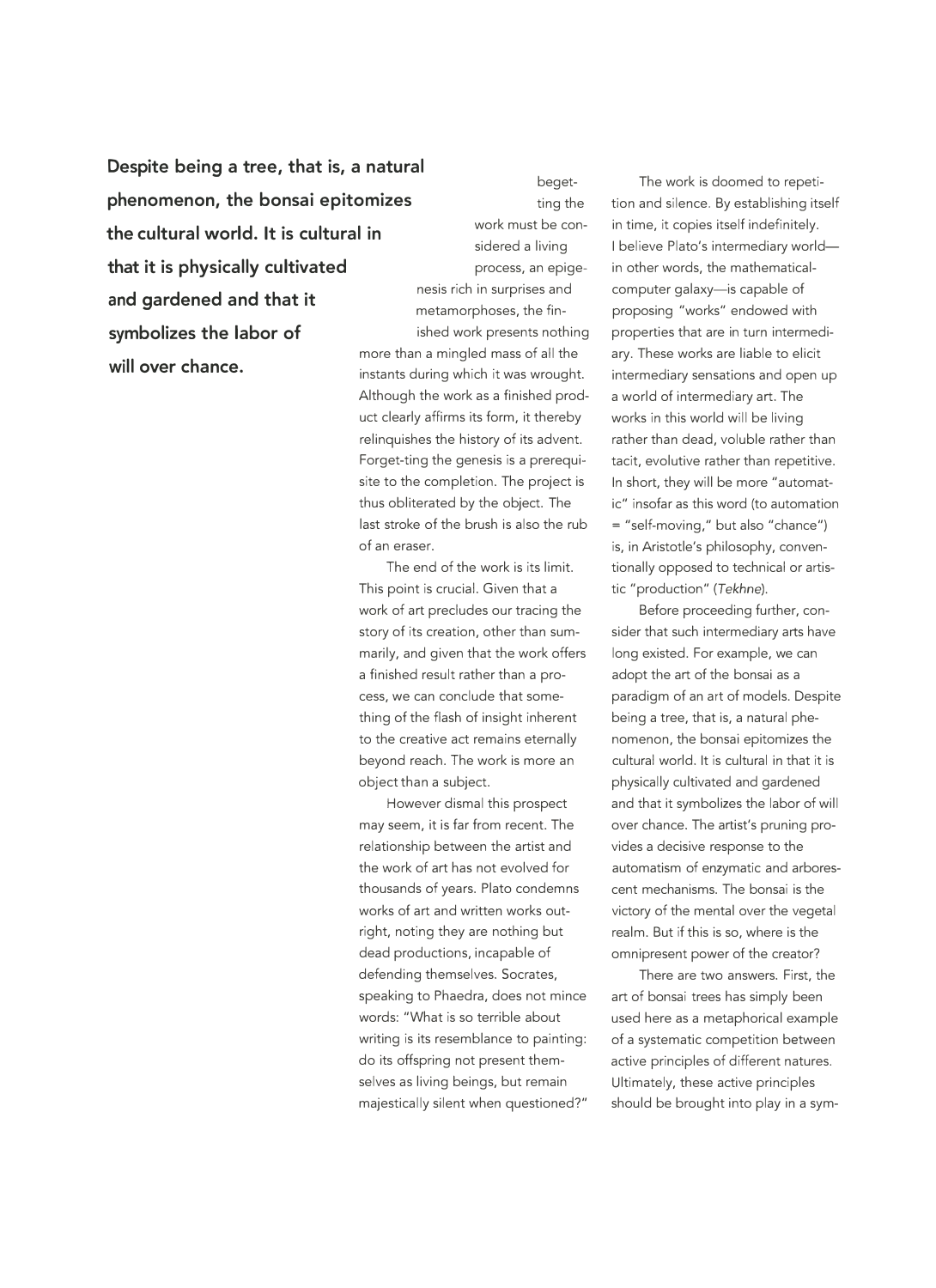**Despite being a tree, that is, a natural phenomenon, the bonsai epitomizes the cultural world. It is cultural in that it is physically cultivated and gardened and that it symbolizes the labor of will over chance.**

begetting the work must be considered a living process, an epigenesis rich in surprises and metamorphoses, the finished work presents nothing more than a mingled mass of all the instants during which it was wrought. Although the work as a finished product clearly affirms its form, it thereby relinquishes the history of its advent. Forget-ting the genesis is a prerequisite to the completion. The project is thus obliterated by the object. The last stroke of the brush is also the rub of an eraser.

The end of the work is its limit. This point is crucial. Given that a work of art precludes our tracing the story of its creation, other than summarily, and given that the work offers a finished result rather than a process, we can conclude that something of the flash of insight inherent to the creative act remains eternally beyond reach. The work is more an object than a subject.

However dismal this prospect may seem, it is far from recent. The relationship between the artist and the work of art has not evolved for thousands of years. Plato condemns works of art and written works outright, noting they are nothing but dead productions, incapable of defending themselves. Socrates, speaking to Phaedra, does not mince words: "What is so terrible about writing is its resemblance to painting: do its offspring not present themselves as living beings, but remain majestically silent when questioned?"

The work is doomed to repetition and silence. By establishing itself in time, it copies itself indefinitely. I believe Plato's intermediary world—in other words, the mathematical-computer galaxy—is capable of proposing "works" endowed with properties that are in turn intermediary. These works are liable to elicit intermediary sensations and open up a world of intermediary art. The works in this world will be living rather than dead, voluble rather than tacit, evolutive rather than repetitive. In short, they will be more "automatic" insofar as this word (to automation = "self-moving," but also "chance") is, in Aristotle's philosophy, conventionally opposed to technical or artistic "production" (*Tekhne*).

Before proceeding further, consider that such intermediary arts have long existed. For example, we can adopt the art of the bonsai as a paradigm of an art of models. Despite being a tree, that is, a natural phenomenon, the bonsai epitomizes the cultural world. It is cultural in that it is physically cultivated and gardened and that it symbolizes the labor of will over chance. The artist's pruning provides a decisive response to the automatism of enzymatic and arborescent mechanisms. The bonsai is the victory of the mental over the vegetal realm. But if this is so, where is the omnipresent power of the creator?

There are two answers. First, the art of bonsai trees has simply been used here as a metaphorical example of a systematic competition between active principles of different natures. Ultimately, these active principles should be brought into play in a sym-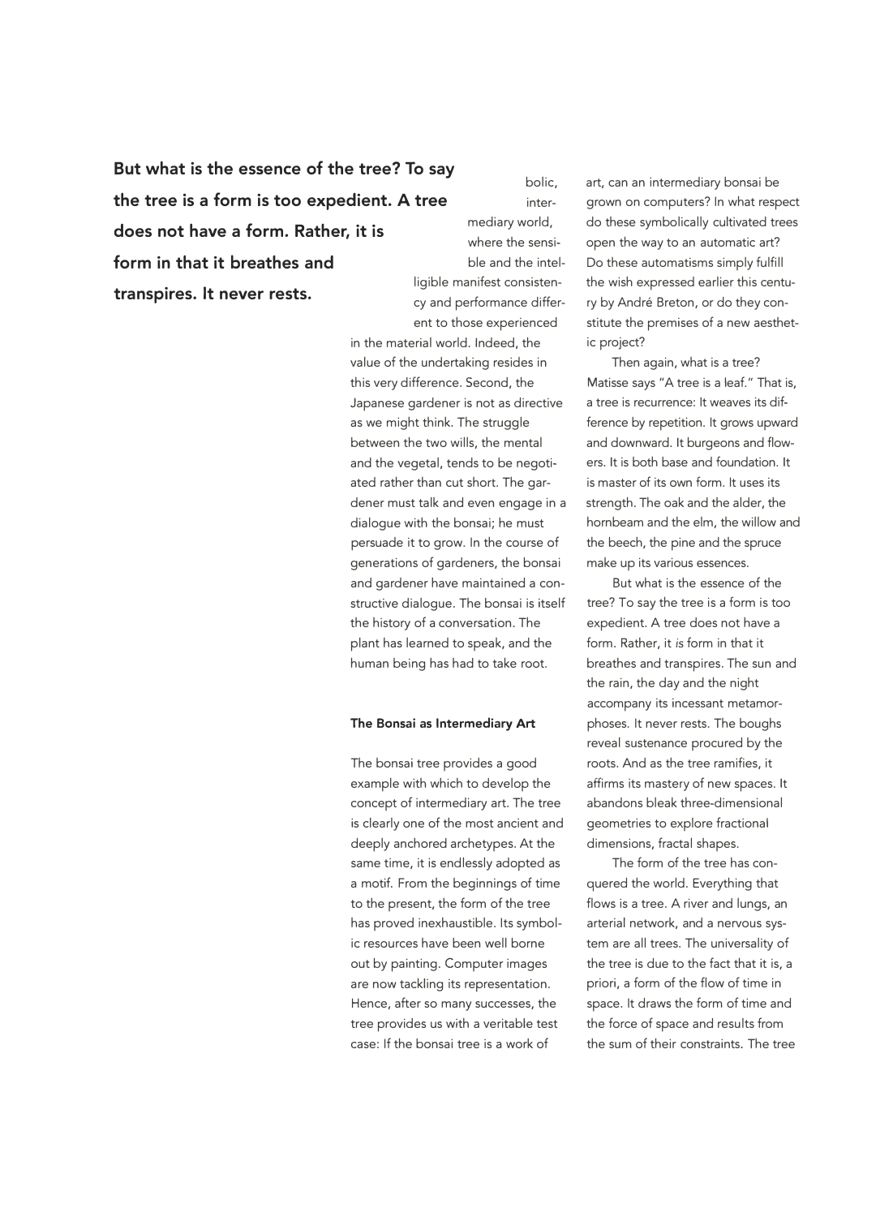**But what is the essence of the tree? To say the tree is a form is too expedient. A tree does not have a form. Rather, it is form in that it breathes and transpires. It never rests.**

bolic, intermediary world, where the sensible and the intelligible manifest consistency and performance different to those experienced in the material world. Indeed, the value of the undertaking resides in this very difference. Second, the Japanese gardener is not as directive as we might think. The struggle between the two wills, the mental and the vegetal, tends to be negotiated rather than cut short. The gardener must talk and even engage in a dialogue with the bonsai; he must persuade it to grow. In the course of generations of gardeners, the bonsai and gardener have maintained a constructive dialogue. The bonsai is itself the history of a conversation. The plant has learned to speak, and the human being has had to take root.

#### The Bonsai as Intermediary Art

The bonsai tree provides a good example with which to develop the concept of intermediary art. The tree is clearly one of the most ancient and deeply anchored archetypes. At the same time, it is endlessly adopted as a motif. From the beginnings of time to the present, the form of the tree has proved inexhaustible. Its symbolic resources have been well borne out by painting. Computer images are now tackling its representation. Hence, after so many successes, the tree provides us with a veritable test case: If the bonsai tree is a work of art, can an intermediary bonsai be grown on computers? In what respect do these symbolically cultivated trees open the way to an automatic art? Do these automatisms simply fulfill the wish expressed earlier this century by André Breton, or do they constitute the premises of a new aesthetic project?

Then again, what is a tree? Matisse says "A tree is a leaf." That is, a tree is recurrence: It weaves its difference by repetition. It grows upward and downward. It burgeons and flowers. It is both base and foundation. It is master of its own form. It uses its strength. The oak and the alder, the hornbeam and the elm, the willow and the beech, the pine and the spruce make up its various essences.

But what is the essence of the tree? To say the tree is a form is too expedient. A tree does not have a form. Rather, it *is* form in that it breathes and transpires. The sun and the rain, the day and the night accompany its incessant metamorphoses. It never rests. The boughs reveal sustenance procured by the roots. And as the tree ramifies, it affirms its mastery of new spaces. It abandons bleak three-dimensional geometries to explore fractional dimensions, fractal shapes.

The form of the tree has conquered the world. Everything that flows is a tree. A river and lungs, an arterial network, and a nervous system are all trees. The universality of the tree is due to the fact that it is, a priori, a form of the flow of time in space. It draws the form of time and the force of space and results from the sum of their constraints. The tree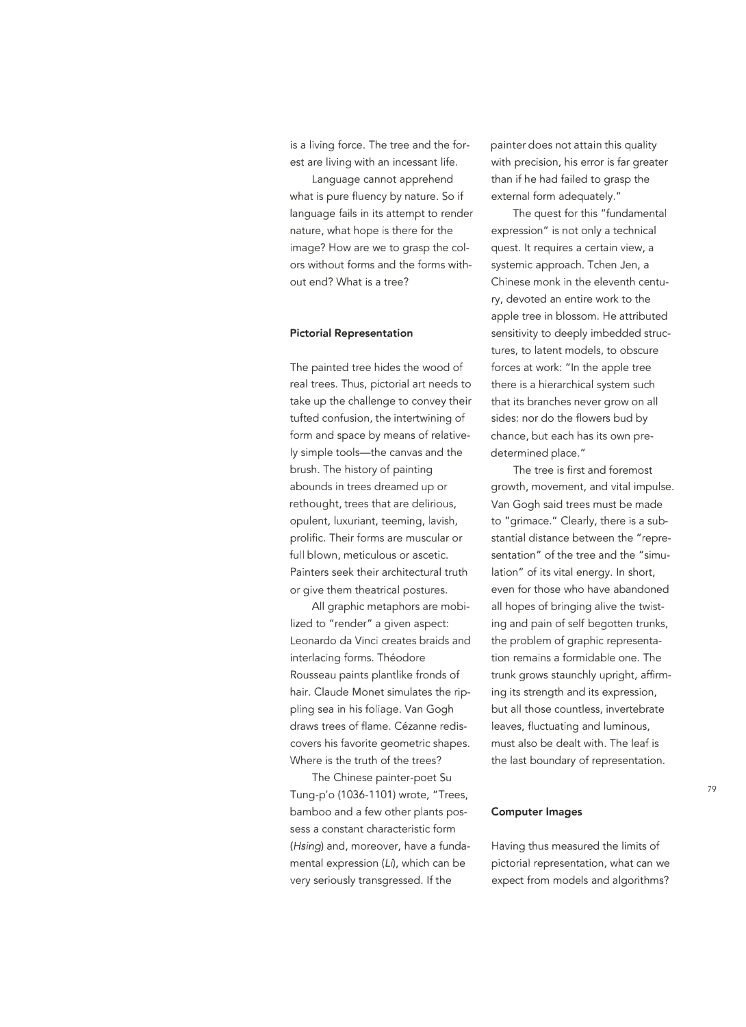is a living force. The tree and the forest are living with an incessant life.

Language cannot apprehend what is pure fluency by nature. So if language fails in its attempt to render nature, what hope is there for the image? How are we to grasp the colors without forms and the forms without end? What is a tree?

### Pictorial Representation

The painted tree hides the wood of real trees. Thus, pictorial art needs to take up the challenge to convey their tufted confusion, the intertwining of form and space by means of relatively simple tools—the canvas and the brush. The history of painting abounds in trees dreamed up or rethought, trees that are delirious, opulent, luxuriant, teeming, lavish, prolific. Their forms are muscular or full blown, meticulous or ascetic. Painters seek their architectural truth or give them theatrical postures.

All graphic metaphors are mobilized to "render" a given aspect: Leonardo da Vinci creates braids and interlacing forms. Théodore Rousseau paints plantlike fronds of hair. Claude Monet simulates the rippling sea in his foliage. Van Gogh draws trees of flame. Cézanne rediscovers his favorite geometric shapes. Where is the truth of the trees?

The Chinese painter-poet Su Tung-p'o (1036-1101) wrote, "Trees, bamboo and a few other plants possess a constant characteristic form (*Hsing*) and, moreover, have a fundamental expression (*Li*), which can be very seriously transgressed. If the painter does not attain this quality with precision, his error is far greater than if he had failed to grasp the external form adequately."

The quest for this "fundamental expression" is not only a technical quest. It requires a certain view, a systemic approach. Tchen Jen, a Chinese monk in the eleventh century, devoted an entire work to the apple tree in blossom. He attributed sensitivity to deeply imbedded structures, to latent models, to obscure forces at work: "In the apple tree there is a hierarchical system such that its branches never grow on all sides: nor do the flowers bud by chance, but each has its own predetermined place."

The tree is first and foremost growth, movement, and vital impulse. Van Gogh said trees must be made to "grimace." Clearly, there is a substantial distance between the "representation" of the tree and the "simulation" of its vital energy. In short, even for those who have abandoned all hopes of bringing alive the twisting and pain of self begotten trunks, the problem of graphic representation remains a formidable one. The trunk grows staunchly upright, affirming its strength and its expression, but all those countless, invertebrate leaves, fluctuating and luminous, must also be dealt with. The leaf is the last boundary of representation.

### Computer Images

Having thus measured the limits of pictorial representation, what can we expect from models and algorithms?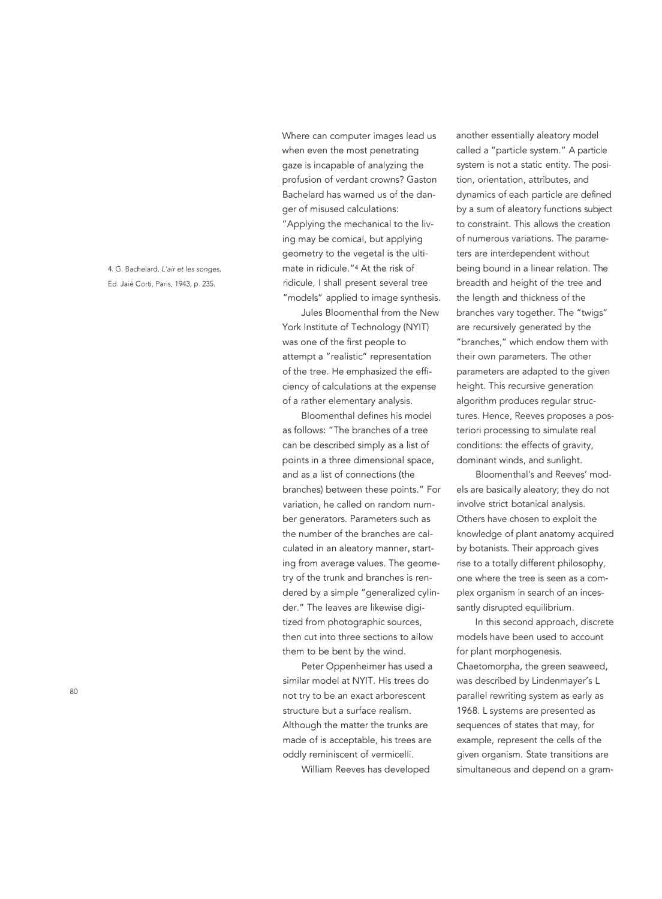Where can computer images lead us when even the most penetrating gaze is incapable of analyzing the profusion of verdant crowns? Gaston Bachelard has warned us of the danger of misused calculations: "Applying the mechanical to the living may be comical, but applying geometry to the vegetal is the ultimate in ridicule."[4] At the risk of ridicule, I shall present several tree "models" applied to image synthesis.

Jules Bloomenthal from the New York Institute of Technology (NYIT) was one of the first people to attempt a "realistic" representation of the tree. He emphasized the efficiency of calculations at the expense of a rather elementary analysis.

Bloomenthal defines his model as follows: "The branches of a tree can be described simply as a list of points in a three dimensional space, and as a list of connections (the branches) between these points." For variation, he called on random number generators. Parameters such as the number of the branches are calculated in an aleatory manner, starting from average values. The geometry of the trunk and branches is rendered by a simple "generalized cylinder." The leaves are likewise digitized from photographic sources, then cut into three sections to allow them to be bent by the wind.

Peter Oppenheimer has used a similar model at NYIT. His trees do not try to be an exact arborescent structure but a surface realism. Although the matter the trunks are made of is acceptable, his trees are oddly reminiscent of vermicelli.

William Reeves has developed another essentially aleatory model called a "particle system." A particle system is not a static entity. The position, orientation, attributes, and dynamics of each particle are defined by a sum of aleatory functions subject to constraint. This allows the creation of numerous variations. The parameters are interdependent without being bound in a linear relation. The breadth and height of the tree and the length and thickness of the branches vary together. The "twigs" are recursively generated by the "branches," which endow them with their own parameters. The other parameters are adapted to the given height. This recursive generation algorithm produces regular structures. Hence, Reeves proposes a posteriori processing to simulate real conditions: the effects of gravity, dominant winds, and sunlight.

Bloomenthal's and Reeves' models are basically aleatory; they do not involve strict botanical analysis. Others have chosen to exploit the knowledge of plant anatomy acquired by botanists. Their approach gives rise to a totally different philosophy, one where the tree is seen as a complex organism in search of an incessantly disrupted equilibrium.

In this second approach, discrete models have been used to account for plant morphogenesis. Chaetomorpha, the green seaweed, was described by Lindenmayer's L parallel rewriting system as early as 1968. L systems are presented as sequences of states that may, for example, represent the cells of the given organism. State transitions are simultaneous and depend on a gram-

4. G. Bachelard, *L'air et les songes*, Ed. Jaiė Corti, Paris, 1943, p. 235.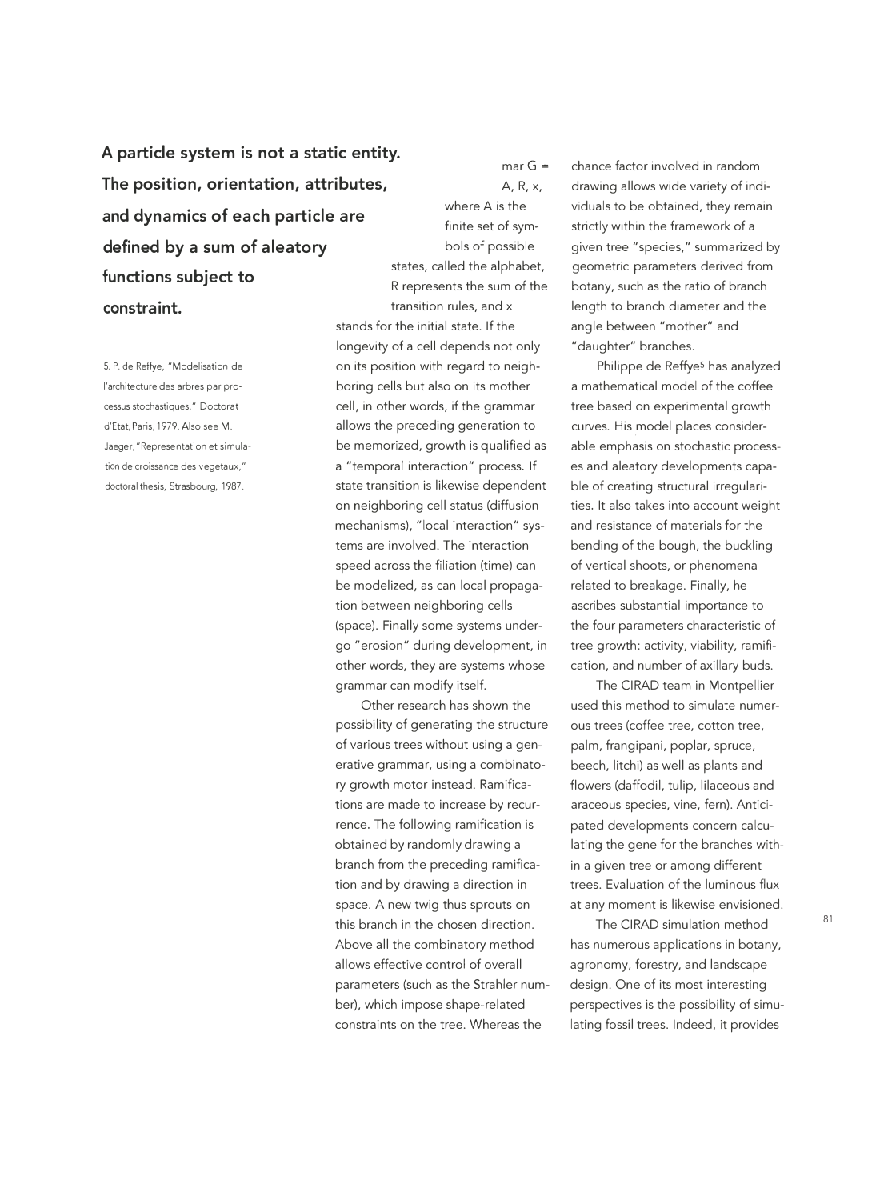**A particle system is not a static entity. The position, orientation, attributes, and dynamics of each particle are defined by a sum of aleatory functions subject to constraint.**

mar G = A, R, x, where A is the finite set of symbols of possible states, called the alphabet, R represents the sum of the transition rules, and x stands for the initial state. If the longevity of a cell depends not only on its position with regard to neighboring cells but also on its mother cell, in other words, if the grammar allows the preceding generation to be memorized, growth is qualified as a "temporal interaction" process. If state transition is likewise dependent on neighboring cell status (diffusion mechanisms), "local interaction" systems are involved. The interaction speed across the filiation (time) can be modelized, as can local propagation between neighboring cells (space). Finally some systems undergo "erosion" during development, in other words, they are systems whose grammar can modify itself.

Other research has shown the possibility of generating the structure of various trees without using a generative grammar, using a combinatory growth motor instead. Ramifications are made to increase by recurrence. The following ramification is obtained by randomly drawing a branch from the preceding ramification and by drawing a direction in space. A new twig thus sprouts on this branch in the chosen direction. Above all the combinatory method allows effective control of overall parameters (such as the Strahler number), which impose shape-related constraints on the tree. Whereas the chance factor involved in random drawing allows wide variety of individuals to be obtained, they remain strictly within the framework of a given tree "species," summarized by geometric parameters derived from botany, such as the ratio of branch length to branch diameter and the angle between "mother" and "daughter" branches.

Philippe de Reffye[5] has analyzed a mathematical model of the coffee tree based on experimental growth curves. His model places considerable emphasis on stochastic processes and aleatory developments capable of creating structural irregularities. It also takes into account weight and resistance of materials for the bending of the bough, the buckling of vertical shoots, or phenomena related to breakage. Finally, he ascribes substantial importance to the four parameters characteristic of tree growth: activity, viability, ramification, and number of axillary buds.

The CIRAD team in Montpellier used this method to simulate numerous trees (coffee tree, cotton tree, palm, frangipani, poplar, spruce, beech, litchi) as well as plants and flowers (daffodil, tulip, lilaceous and araceous species, vine, fern). Anticipated developments concern calculating the gene for the branches within a given tree or among different trees. Evaluation of the luminous flux at any moment is likewise envisioned.

The CIRAD simulation method has numerous applications in botany, agronomy, forestry, and landscape design. One of its most interesting perspectives is the possibility of simulating fossil trees. Indeed, it provides

5. P. de Reffye, "Modelisation de l'architecture des arbres par processus stochastiques," Doctorat d'Etat, Paris, 1979. Also see M. Jaeger, "Representation et simulation de croissance des vegetaux," doctoral thesis, Strasbourg, 1987.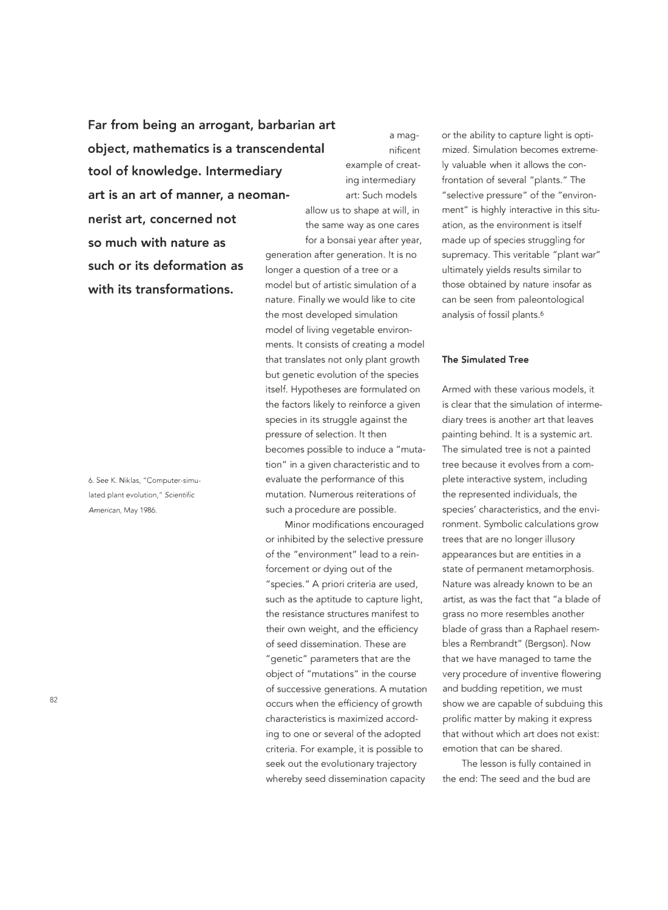**Far from being an arrogant, barbarian art object, mathematics is a transcendental tool of knowledge. Intermediary art is an art of manner, a neomannerist art, concerned not so much with nature as such or its deformation as with its transformations.**

a magnificent example of creating intermediary art: Such models allow us to shape at will, in the same way as one cares for a bonsai year after year, generation after generation. It is no longer a question of a tree or a model but of artistic simulation of a nature. Finally we would like to cite the most developed simulation model of living vegetable environments. It consists of creating a model that translates not only plant growth but genetic evolution of the species itself. Hypotheses are formulated on the factors likely to reinforce a given species in its struggle against the pressure of selection. It then becomes possible to induce a "mutation" in a given characteristic and to evaluate the performance of this mutation. Numerous reiterations of such a procedure are possible.

Minor modifications encouraged or inhibited by the selective pressure of the "environment" lead to a reinforcement or dying out of the "species." A priori criteria are used, such as the aptitude to capture light, the resistance structures manifest to their own weight, and the efficiency of seed dissemination. These are "genetic" parameters that are the object of "mutations" in the course of successive generations. A mutation occurs when the efficiency of growth characteristics is maximized according to one or several of the adopted criteria. For example, it is possible to seek out the evolutionary trajectory whereby seed dissemination capacity or the ability to capture light is optimized. Simulation becomes extremely valuable when it allows the confrontation of several "plants." The "selective pressure" of the "environment" is highly interactive in this situation, as the environment is itself made up of species struggling for supremacy. This veritable "plant war" ultimately yields results similar to those obtained by nature insofar as can be seen from paleontological analysis of fossil plants.[6]

6. See K. Niklas, "Computer-simulated plant evolution," *Scientific American*, May 1986.

### The Simulated Tree

Armed with these various models, it is clear that the simulation of intermediary trees is another art that leaves painting behind. It is a systemic art. The simulated tree is not a painted tree because it evolves from a complete interactive system, including the represented individuals, the species' characteristics, and the environment. Symbolic calculations grow trees that are no longer illusory appearances but are entities in a state of permanent metamorphosis. Nature was already known to be an artist, as was the fact that "a blade of grass no more resembles another blade of grass than a Raphael resembles a Rembrandt" (Bergson). Now that we have managed to tame the very procedure of inventive flowering and budding repetition, we must show we are capable of subduing this prolific matter by making it express that without which art does not exist: emotion that can be shared.

The lesson is fully contained in the end: The seed and the bud are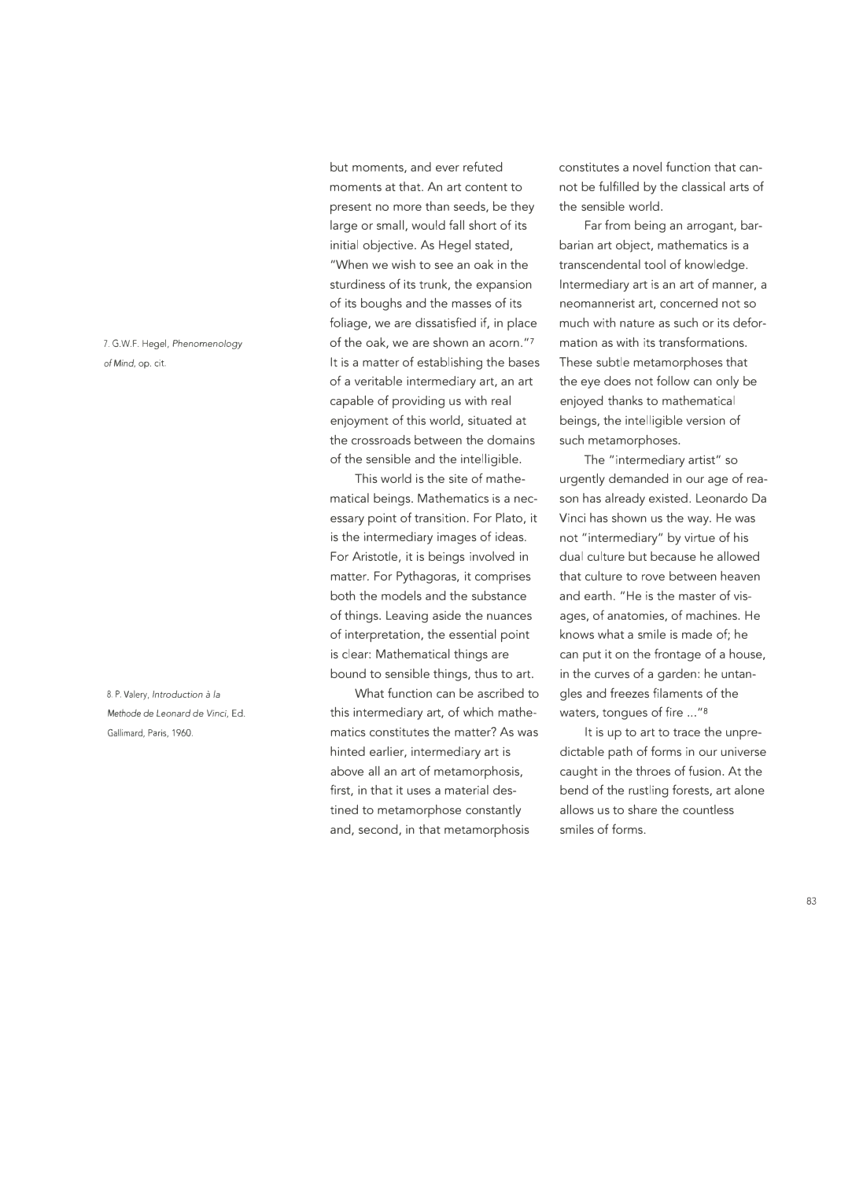but moments, and ever refuted moments at that. An art content to present no more than seeds, be they large or small, would fall short of its initial objective. As Hegel stated, "When we wish to see an oak in the sturdiness of its trunk, the expansion of its boughs and the masses of its foliage, we are dissatisfied if, in place of the oak, we are shown an acorn."[7] It is a matter of establishing the bases of a veritable intermediary art, an art capable of providing us with real enjoyment of this world, situated at the crossroads between the domains of the sensible and the intelligible.

This world is the site of mathematical beings. Mathematics is a necessary point of transition. For Plato, it is the intermediary images of ideas. For Aristotle, it is beings involved in matter. For Pythagoras, it comprises both the models and the substance of things. Leaving aside the nuances of interpretation, the essential point is clear: Mathematical things are bound to sensible things, thus to art.

What function can be ascribed to this intermediary art, of which mathematics constitutes the matter? As was hinted earlier, intermediary art is above all an art of metamorphosis, first, in that it uses a material destined to metamorphose constantly and, second, in that metamorphosis constitutes a novel function that cannot be fulfilled by the classical arts of the sensible world.

Far from being an arrogant, barbarian art object, mathematics is a transcendental tool of knowledge. Intermediary art is an art of manner, a neomannerist art, concerned not so much with nature as such or its deformation as with its transformations. These subtle metamorphoses that the eye does not follow can only be enjoyed thanks to mathematical beings, the intelligible version of such metamorphoses.

The "intermediary artist" so urgently demanded in our age of reason has already existed. Leonardo Da Vinci has shown us the way. He was not "intermediary" by virtue of his dual culture but because he allowed that culture to rove between heaven and earth. "He is the master of visages, of anatomies, of machines. He knows what a smile is made of; he can put it on the frontage of a house, in the curves of a garden: he untangles and freezes filaments of the waters, tongues of fire ..."[8]

It is up to art to trace the unpredictable path of forms in our universe caught in the throes of fusion. At the bend of the rustling forests, art alone allows us to share the countless smiles of forms.

7. G.W.F. Hegel, *Phenomenology of Mind*, op. cit.

8. P. Valery, *Introduction à la Methode de Leonard de Vinci*, Ed. Gallimard, Paris, 1960.